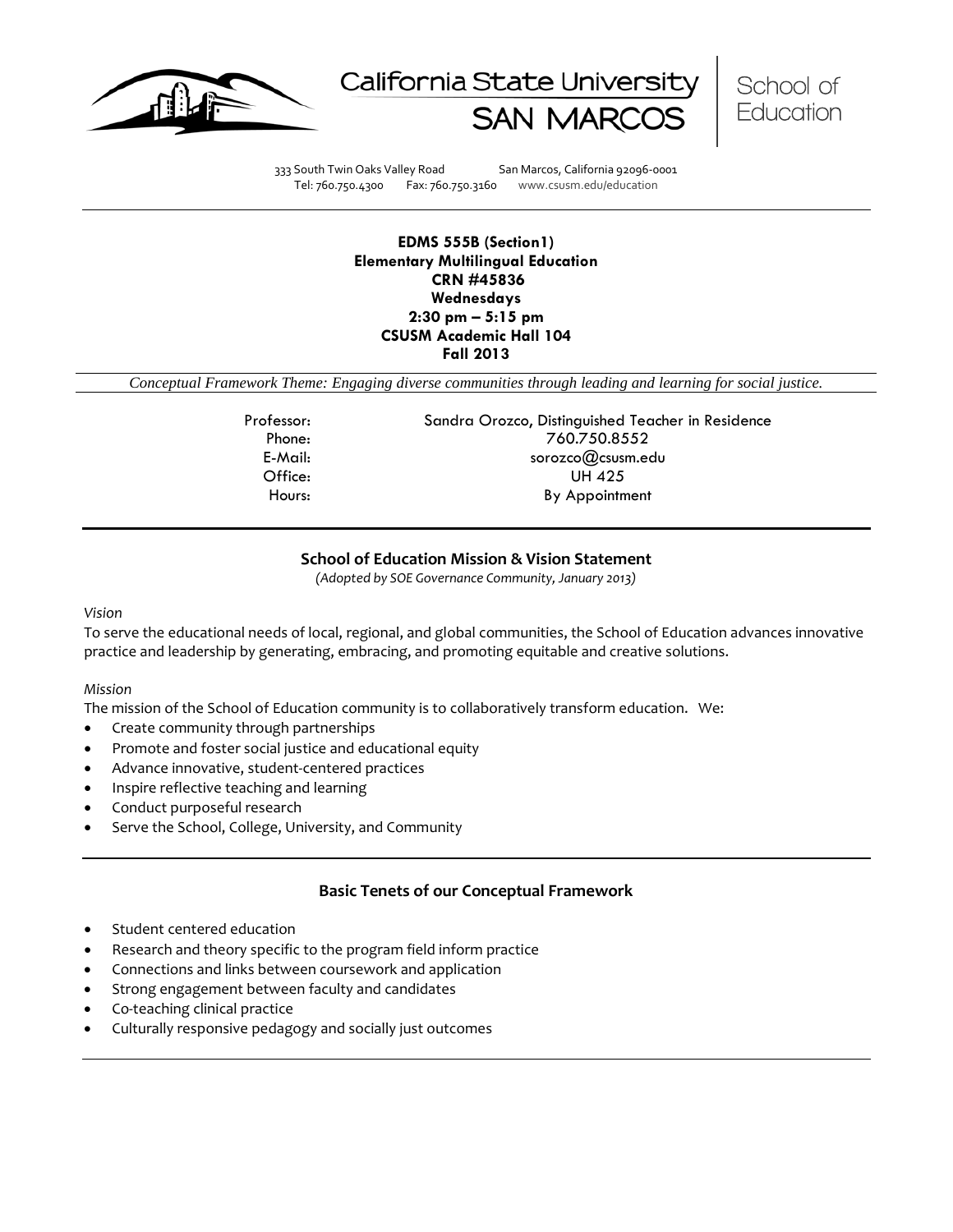California State University SAN MARCOS | School of Education

333 South Twin Oaks Valley Road San Marcos, California 92096-0001
Tel: 760.750.4300 Fax: 760.750.3160 www.csusm.edu/education

---

**EDMS 555B (Section1)**
**Elementary Multilingual Education**
**CRN #45836**
**Wednesdays**
**2:30 pm – 5:15 pm**
**CSUSM Academic Hall 104**
**Fall 2013**

*Conceptual Framework Theme: Engaging diverse communities through leading and learning for social justice.*

| | |
|---|---|
| Professor: | Sandra Orozco, Distinguished Teacher in Residence |
| Phone: | 760.750.8552 |
| E-Mail: | sorozco@csusm.edu |
| Office: | UH 425 |
| Hours: | By Appointment |

---

## School of Education Mission & Vision Statement

*(Adopted by SOE Governance Community, January 2013)*

*Vision*

To serve the educational needs of local, regional, and global communities, the School of Education advances innovative practice and leadership by generating, embracing, and promoting equitable and creative solutions.

*Mission*

The mission of the School of Education community is to collaboratively transform education. We:

- Create community through partnerships
- Promote and foster social justice and educational equity
- Advance innovative, student-centered practices
- Inspire reflective teaching and learning
- Conduct purposeful research
- Serve the School, College, University, and Community

---

## Basic Tenets of our Conceptual Framework

- Student centered education
- Research and theory specific to the program field inform practice
- Connections and links between coursework and application
- Strong engagement between faculty and candidates
- Co-teaching clinical practice
- Culturally responsive pedagogy and socially just outcomes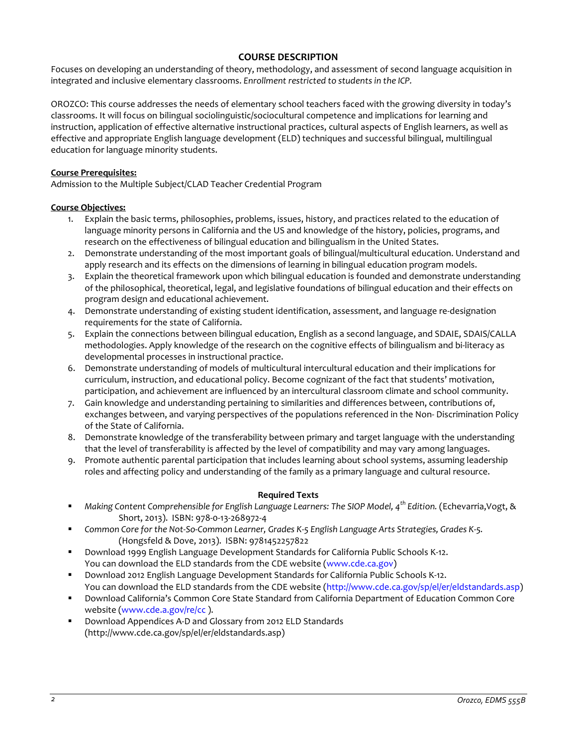## COURSE DESCRIPTION

Focuses on developing an understanding of theory, methodology, and assessment of second language acquisition in integrated and inclusive elementary classrooms. *Enrollment restricted to students in the ICP.*

OROZCO: This course addresses the needs of elementary school teachers faced with the growing diversity in today's classrooms. It will focus on bilingual sociolinguistic/sociocultural competence and implications for learning and instruction, application of effective alternative instructional practices, cultural aspects of English learners, as well as effective and appropriate English language development (ELD) techniques and successful bilingual, multilingual education for language minority students.

**Course Prerequisites:**

Admission to the Multiple Subject/CLAD Teacher Credential Program

**Course Objectives:**

1. Explain the basic terms, philosophies, problems, issues, history, and practices related to the education of language minority persons in California and the US and knowledge of the history, policies, programs, and research on the effectiveness of bilingual education and bilingualism in the United States.
2. Demonstrate understanding of the most important goals of bilingual/multicultural education. Understand and apply research and its effects on the dimensions of learning in bilingual education program models.
3. Explain the theoretical framework upon which bilingual education is founded and demonstrate understanding of the philosophical, theoretical, legal, and legislative foundations of bilingual education and their effects on program design and educational achievement.
4. Demonstrate understanding of existing student identification, assessment, and language re-designation requirements for the state of California.
5. Explain the connections between bilingual education, English as a second language, and SDAIE, SDAIS/CALLA methodologies. Apply knowledge of the research on the cognitive effects of bilingualism and bi-literacy as developmental processes in instructional practice.
6. Demonstrate understanding of models of multicultural intercultural education and their implications for curriculum, instruction, and educational policy. Become cognizant of the fact that students' motivation, participation, and achievement are influenced by an intercultural classroom climate and school community.
7. Gain knowledge and understanding pertaining to similarities and differences between, contributions of, exchanges between, and varying perspectives of the populations referenced in the Non- Discrimination Policy of the State of California.
8. Demonstrate knowledge of the transferability between primary and target language with the understanding that the level of transferability is affected by the level of compatibility and may vary among languages.
9. Promote authentic parental participation that includes learning about school systems, assuming leadership roles and affecting policy and understanding of the family as a primary language and cultural resource.

**Required Texts**

- *Making Content Comprehensible for English Language Learners: The SIOP Model, 4th Edition.* (Echevarria,Vogt, & Short, 2013). ISBN: 978-0-13-268972-4
- *Common Core for the Not-So-Common Learner, Grades K-5 English Language Arts Strategies, Grades K-5.* (Hongsfeld & Dove, 2013). ISBN: 9781452257822
- Download 1999 English Language Development Standards for California Public Schools K-12. You can download the ELD standards from the CDE website (www.cde.ca.gov)
- Download 2012 English Language Development Standards for California Public Schools K-12. You can download the ELD standards from the CDE website (http://www.cde.ca.gov/sp/el/er/eldstandards.asp)
- Download California's Common Core State Standard from California Department of Education Common Core website (www.cde.a.gov/re/cc ).
- Download Appendices A-D and Glossary from 2012 ELD Standards (http://www.cde.ca.gov/sp/el/er/eldstandards.asp)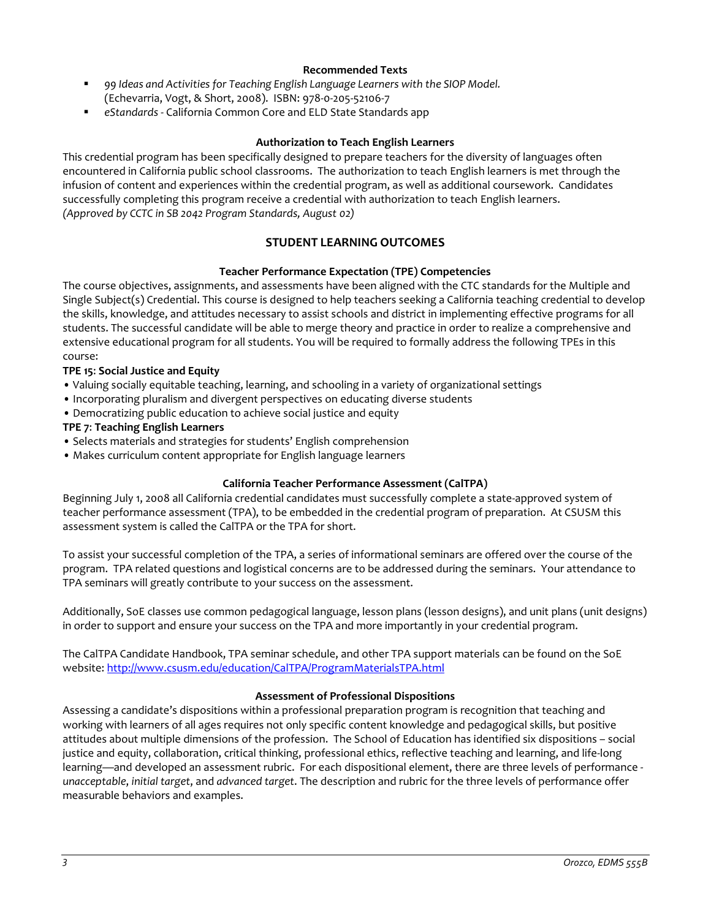### Recommended Texts

- *99 Ideas and Activities for Teaching English Language Learners with the SIOP Model.* (Echevarria, Vogt, & Short, 2008). ISBN: 978-0-205-52106-7
- *eStandards* - California Common Core and ELD State Standards app

### Authorization to Teach English Learners

This credential program has been specifically designed to prepare teachers for the diversity of languages often encountered in California public school classrooms. The authorization to teach English learners is met through the infusion of content and experiences within the credential program, as well as additional coursework. Candidates successfully completing this program receive a credential with authorization to teach English learners.
*(Approved by CCTC in SB 2042 Program Standards, August 02)*

## STUDENT LEARNING OUTCOMES

### Teacher Performance Expectation (TPE) Competencies

The course objectives, assignments, and assessments have been aligned with the CTC standards for the Multiple and Single Subject(s) Credential. This course is designed to help teachers seeking a California teaching credential to develop the skills, knowledge, and attitudes necessary to assist schools and district in implementing effective programs for all students. The successful candidate will be able to merge theory and practice in order to realize a comprehensive and extensive educational program for all students. You will be required to formally address the following TPEs in this course:

**TPE 15: Social Justice and Equity**

- Valuing socially equitable teaching, learning, and schooling in a variety of organizational settings
- Incorporating pluralism and divergent perspectives on educating diverse students
- Democratizing public education to achieve social justice and equity

**TPE 7: Teaching English Learners**

- Selects materials and strategies for students' English comprehension
- Makes curriculum content appropriate for English language learners

### California Teacher Performance Assessment (CalTPA)

Beginning July 1, 2008 all California credential candidates must successfully complete a state-approved system of teacher performance assessment (TPA), to be embedded in the credential program of preparation. At CSUSM this assessment system is called the CalTPA or the TPA for short.

To assist your successful completion of the TPA, a series of informational seminars are offered over the course of the program. TPA related questions and logistical concerns are to be addressed during the seminars. Your attendance to TPA seminars will greatly contribute to your success on the assessment.

Additionally, SoE classes use common pedagogical language, lesson plans (lesson designs), and unit plans (unit designs) in order to support and ensure your success on the TPA and more importantly in your credential program.

The CalTPA Candidate Handbook, TPA seminar schedule, and other TPA support materials can be found on the SoE website: http://www.csusm.edu/education/CalTPA/ProgramMaterialsTPA.html

### Assessment of Professional Dispositions

Assessing a candidate's dispositions within a professional preparation program is recognition that teaching and working with learners of all ages requires not only specific content knowledge and pedagogical skills, but positive attitudes about multiple dimensions of the profession. The School of Education has identified six dispositions – social justice and equity, collaboration, critical thinking, professional ethics, reflective teaching and learning, and life-long learning—and developed an assessment rubric. For each dispositional element, there are three levels of performance - *unacceptable*, *initial target*, and *advanced target*. The description and rubric for the three levels of performance offer measurable behaviors and examples.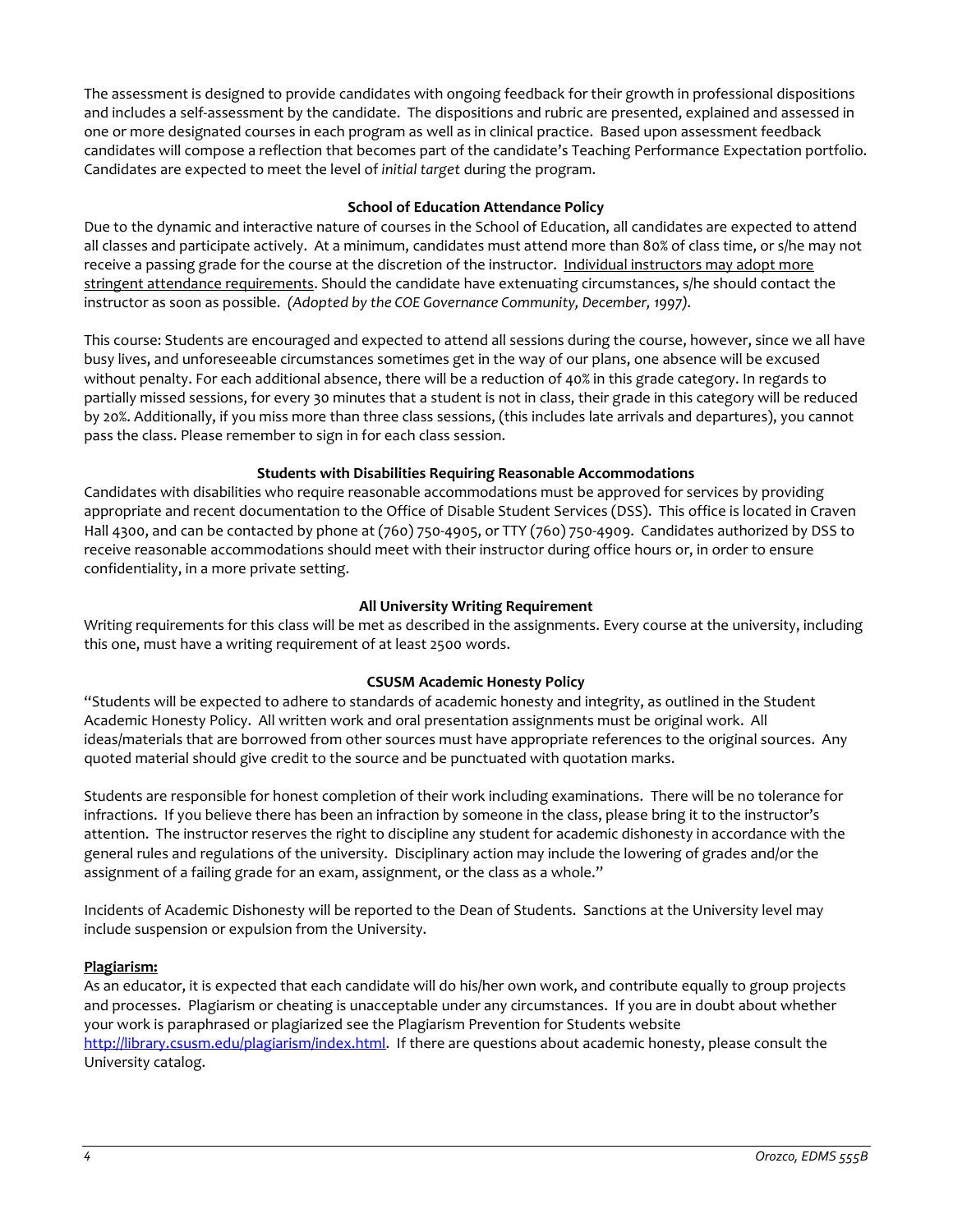The assessment is designed to provide candidates with ongoing feedback for their growth in professional dispositions and includes a self-assessment by the candidate. The dispositions and rubric are presented, explained and assessed in one or more designated courses in each program as well as in clinical practice. Based upon assessment feedback candidates will compose a reflection that becomes part of the candidate's Teaching Performance Expectation portfolio. Candidates are expected to meet the level of *initial target* during the program.

### School of Education Attendance Policy

Due to the dynamic and interactive nature of courses in the School of Education, all candidates are expected to attend all classes and participate actively. At a minimum, candidates must attend more than 80% of class time, or s/he may not receive a passing grade for the course at the discretion of the instructor. <u>Individual instructors may adopt more stringent attendance requirements</u>. Should the candidate have extenuating circumstances, s/he should contact the instructor as soon as possible. *(Adopted by the COE Governance Community, December, 1997).*

This course: Students are encouraged and expected to attend all sessions during the course, however, since we all have busy lives, and unforeseeable circumstances sometimes get in the way of our plans, one absence will be excused without penalty. For each additional absence, there will be a reduction of 40% in this grade category. In regards to partially missed sessions, for every 30 minutes that a student is not in class, their grade in this category will be reduced by 20%. Additionally, if you miss more than three class sessions, (this includes late arrivals and departures), you cannot pass the class. Please remember to sign in for each class session.

### Students with Disabilities Requiring Reasonable Accommodations

Candidates with disabilities who require reasonable accommodations must be approved for services by providing appropriate and recent documentation to the Office of Disable Student Services (DSS). This office is located in Craven Hall 4300, and can be contacted by phone at (760) 750-4905, or TTY (760) 750-4909. Candidates authorized by DSS to receive reasonable accommodations should meet with their instructor during office hours or, in order to ensure confidentiality, in a more private setting.

### All University Writing Requirement

Writing requirements for this class will be met as described in the assignments. Every course at the university, including this one, must have a writing requirement of at least 2500 words.

### CSUSM Academic Honesty Policy

"Students will be expected to adhere to standards of academic honesty and integrity, as outlined in the Student Academic Honesty Policy. All written work and oral presentation assignments must be original work. All ideas/materials that are borrowed from other sources must have appropriate references to the original sources. Any quoted material should give credit to the source and be punctuated with quotation marks.

Students are responsible for honest completion of their work including examinations. There will be no tolerance for infractions. If you believe there has been an infraction by someone in the class, please bring it to the instructor's attention. The instructor reserves the right to discipline any student for academic dishonesty in accordance with the general rules and regulations of the university. Disciplinary action may include the lowering of grades and/or the assignment of a failing grade for an exam, assignment, or the class as a whole."

Incidents of Academic Dishonesty will be reported to the Dean of Students. Sanctions at the University level may include suspension or expulsion from the University.

**<u>Plagiarism:</u>**

As an educator, it is expected that each candidate will do his/her own work, and contribute equally to group projects and processes. Plagiarism or cheating is unacceptable under any circumstances. If you are in doubt about whether your work is paraphrased or plagiarized see the Plagiarism Prevention for Students website http://library.csusm.edu/plagiarism/index.html. If there are questions about academic honesty, please consult the University catalog.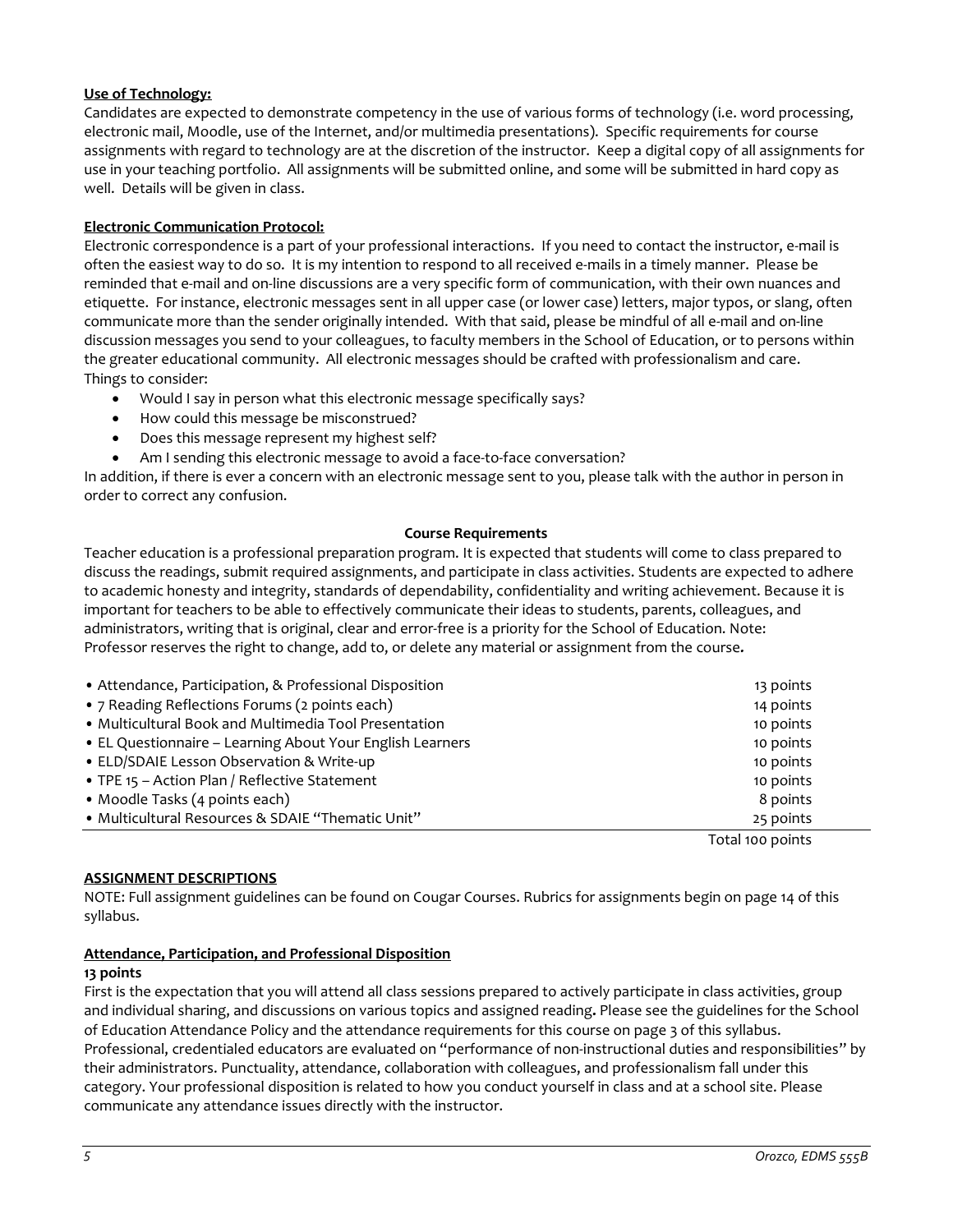**Use of Technology:**

Candidates are expected to demonstrate competency in the use of various forms of technology (i.e. word processing, electronic mail, Moodle, use of the Internet, and/or multimedia presentations). Specific requirements for course assignments with regard to technology are at the discretion of the instructor. Keep a digital copy of all assignments for use in your teaching portfolio. All assignments will be submitted online, and some will be submitted in hard copy as well. Details will be given in class.

**Electronic Communication Protocol:**

Electronic correspondence is a part of your professional interactions. If you need to contact the instructor, e-mail is often the easiest way to do so. It is my intention to respond to all received e-mails in a timely manner. Please be reminded that e-mail and on-line discussions are a very specific form of communication, with their own nuances and etiquette. For instance, electronic messages sent in all upper case (or lower case) letters, major typos, or slang, often communicate more than the sender originally intended. With that said, please be mindful of all e-mail and on-line discussion messages you send to your colleagues, to faculty members in the School of Education, or to persons within the greater educational community. All electronic messages should be crafted with professionalism and care.
Things to consider:

- Would I say in person what this electronic message specifically says?
- How could this message be misconstrued?
- Does this message represent my highest self?
- Am I sending this electronic message to avoid a face-to-face conversation?

In addition, if there is ever a concern with an electronic message sent to you, please talk with the author in person in order to correct any confusion.

## Course Requirements

Teacher education is a professional preparation program. It is expected that students will come to class prepared to discuss the readings, submit required assignments, and participate in class activities. Students are expected to adhere to academic honesty and integrity, standards of dependability, confidentiality and writing achievement. Because it is important for teachers to be able to effectively communicate their ideas to students, parents, colleagues, and administrators, writing that is original, clear and error-free is a priority for the School of Education. Note: Professor reserves the right to change, add to, or delete any material or assignment from the course**.**

| Assignment | Points |
|---|---|
| • Attendance, Participation, & Professional Disposition | 13 points |
| • 7 Reading Reflections Forums (2 points each) | 14 points |
| • Multicultural Book and Multimedia Tool Presentation | 10 points |
| • EL Questionnaire – Learning About Your English Learners | 10 points |
| • ELD/SDAIE Lesson Observation & Write-up | 10 points |
| • TPE 15 – Action Plan / Reflective Statement | 10 points |
| • Moodle Tasks (4 points each) | 8 points |
| • Multicultural Resources & SDAIE "Thematic Unit" | 25 points |
| | Total 100 points |

**ASSIGNMENT DESCRIPTIONS**

NOTE: Full assignment guidelines can be found on Cougar Courses. Rubrics for assignments begin on page 14 of this syllabus.

**Attendance, Participation, and Professional Disposition**

**13 points**

First is the expectation that you will attend all class sessions prepared to actively participate in class activities, group and individual sharing, and discussions on various topics and assigned reading**.** Please see the guidelines for the School of Education Attendance Policy and the attendance requirements for this course on page 3 of this syllabus. Professional, credentialed educators are evaluated on "performance of non-instructional duties and responsibilities" by their administrators. Punctuality, attendance, collaboration with colleagues, and professionalism fall under this category. Your professional disposition is related to how you conduct yourself in class and at a school site. Please communicate any attendance issues directly with the instructor.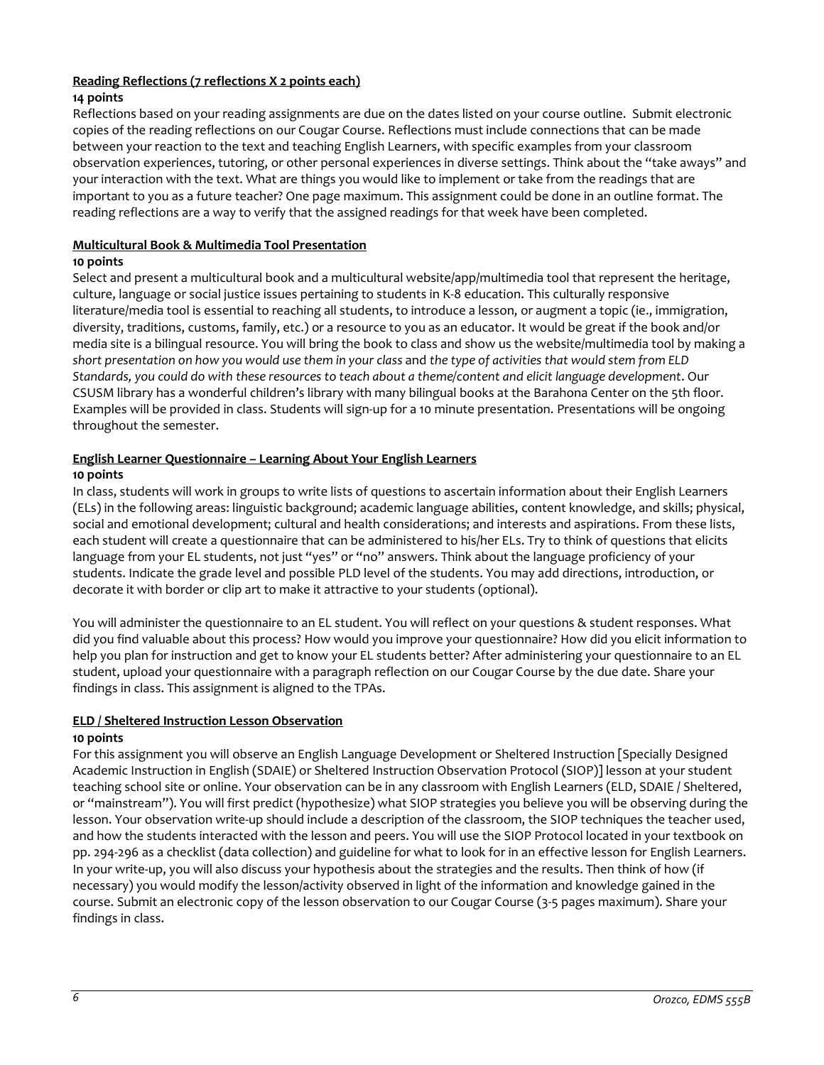**Reading Reflections (7 reflections X 2 points each)**

**14 points**

Reflections based on your reading assignments are due on the dates listed on your course outline. Submit electronic copies of the reading reflections on our Cougar Course. Reflections must include connections that can be made between your reaction to the text and teaching English Learners, with specific examples from your classroom observation experiences, tutoring, or other personal experiences in diverse settings. Think about the "take aways" and your interaction with the text. What are things you would like to implement or take from the readings that are important to you as a future teacher? One page maximum. This assignment could be done in an outline format. The reading reflections are a way to verify that the assigned readings for that week have been completed.

**Multicultural Book & Multimedia Tool Presentation**

**10 points**

Select and present a multicultural book and a multicultural website/app/multimedia tool that represent the heritage, culture, language or social justice issues pertaining to students in K-8 education. This culturally responsive literature/media tool is essential to reaching all students, to introduce a lesson, or augment a topic (ie., immigration, diversity, traditions, customs, family, etc.) or a resource to you as an educator. It would be great if the book and/or media site is a bilingual resource. You will bring the book to class and show us the website/multimedia tool by making a *short presentation on how you would use them in your class* and *the type of activities that would stem from ELD Standards, you could do with these resources to teach about a theme/content and elicit language development*. Our CSUSM library has a wonderful children's library with many bilingual books at the Barahona Center on the 5th floor. Examples will be provided in class. Students will sign-up for a 10 minute presentation. Presentations will be ongoing throughout the semester.

**English Learner Questionnaire – Learning About Your English Learners**

**10 points**

In class, students will work in groups to write lists of questions to ascertain information about their English Learners (ELs) in the following areas: linguistic background; academic language abilities, content knowledge, and skills; physical, social and emotional development; cultural and health considerations; and interests and aspirations. From these lists, each student will create a questionnaire that can be administered to his/her ELs. Try to think of questions that elicits language from your EL students, not just "yes" or "no" answers. Think about the language proficiency of your students. Indicate the grade level and possible PLD level of the students. You may add directions, introduction, or decorate it with border or clip art to make it attractive to your students (optional).

You will administer the questionnaire to an EL student. You will reflect on your questions & student responses. What did you find valuable about this process? How would you improve your questionnaire? How did you elicit information to help you plan for instruction and get to know your EL students better? After administering your questionnaire to an EL student, upload your questionnaire with a paragraph reflection on our Cougar Course by the due date. Share your findings in class. This assignment is aligned to the TPAs.

**ELD / Sheltered Instruction Lesson Observation**

**10 points**

For this assignment you will observe an English Language Development or Sheltered Instruction [Specially Designed Academic Instruction in English (SDAIE) or Sheltered Instruction Observation Protocol (SIOP)] lesson at your student teaching school site or online. Your observation can be in any classroom with English Learners (ELD, SDAIE / Sheltered, or "mainstream"). You will first predict (hypothesize) what SIOP strategies you believe you will be observing during the lesson. Your observation write-up should include a description of the classroom, the SIOP techniques the teacher used, and how the students interacted with the lesson and peers. You will use the SIOP Protocol located in your textbook on pp. 294-296 as a checklist (data collection) and guideline for what to look for in an effective lesson for English Learners. In your write-up, you will also discuss your hypothesis about the strategies and the results. Then think of how (if necessary) you would modify the lesson/activity observed in light of the information and knowledge gained in the course. Submit an electronic copy of the lesson observation to our Cougar Course (3-5 pages maximum). Share your findings in class.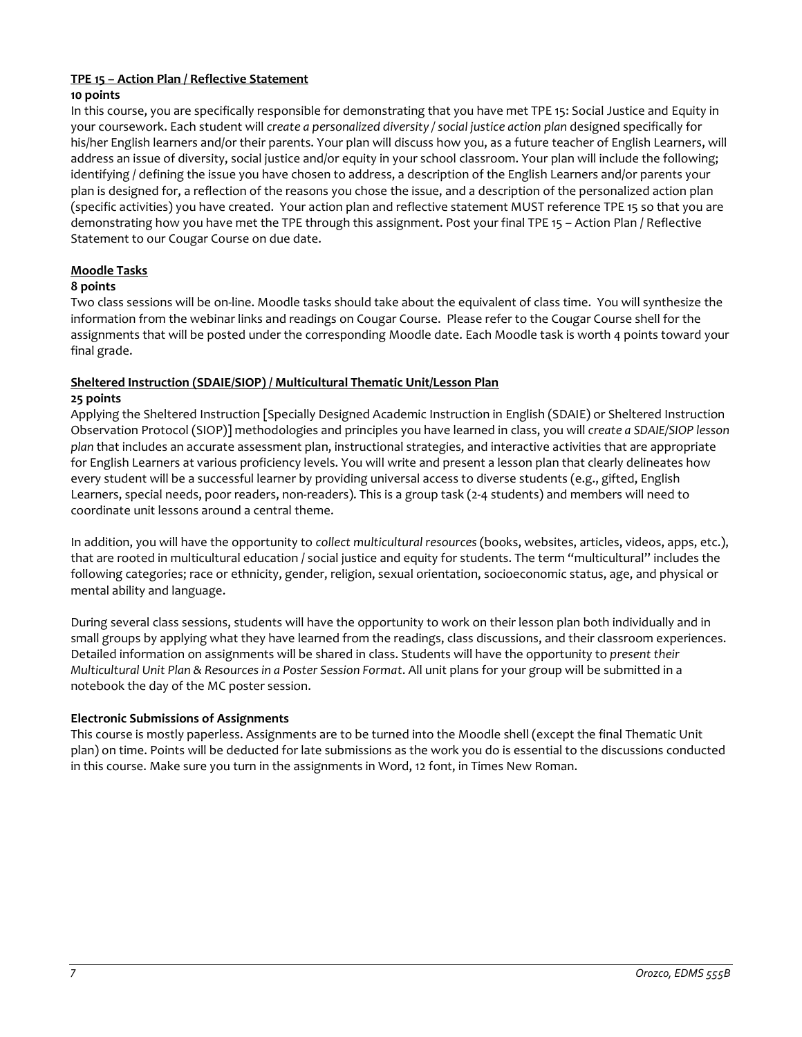**TPE 15 – Action Plan / Reflective Statement**

**10 points**

In this course, you are specifically responsible for demonstrating that you have met TPE 15: Social Justice and Equity in your coursework. Each student will *create a personalized diversity / social justice action plan* designed specifically for his/her English learners and/or their parents. Your plan will discuss how you, as a future teacher of English Learners, will address an issue of diversity, social justice and/or equity in your school classroom. Your plan will include the following; identifying / defining the issue you have chosen to address, a description of the English Learners and/or parents your plan is designed for, a reflection of the reasons you chose the issue, and a description of the personalized action plan (specific activities) you have created. Your action plan and reflective statement MUST reference TPE 15 so that you are demonstrating how you have met the TPE through this assignment. Post your final TPE 15 – Action Plan / Reflective Statement to our Cougar Course on due date.

**Moodle Tasks**

**8 points**

Two class sessions will be on-line. Moodle tasks should take about the equivalent of class time. You will synthesize the information from the webinar links and readings on Cougar Course. Please refer to the Cougar Course shell for the assignments that will be posted under the corresponding Moodle date. Each Moodle task is worth 4 points toward your final grade.

**Sheltered Instruction (SDAIE/SIOP) / Multicultural Thematic Unit/Lesson Plan**

**25 points**

Applying the Sheltered Instruction [Specially Designed Academic Instruction in English (SDAIE) or Sheltered Instruction Observation Protocol (SIOP)] methodologies and principles you have learned in class, you will *create a SDAIE/SIOP lesson plan* that includes an accurate assessment plan, instructional strategies, and interactive activities that are appropriate for English Learners at various proficiency levels. You will write and present a lesson plan that clearly delineates how every student will be a successful learner by providing universal access to diverse students (e.g., gifted, English Learners, special needs, poor readers, non-readers). This is a group task (2-4 students) and members will need to coordinate unit lessons around a central theme.

In addition, you will have the opportunity to *collect multicultural resources* (books, websites, articles, videos, apps, etc.), that are rooted in multicultural education / social justice and equity for students. The term "multicultural" includes the following categories; race or ethnicity, gender, religion, sexual orientation, socioeconomic status, age, and physical or mental ability and language.

During several class sessions, students will have the opportunity to work on their lesson plan both individually and in small groups by applying what they have learned from the readings, class discussions, and their classroom experiences. Detailed information on assignments will be shared in class. Students will have the opportunity to *present their Multicultural Unit Plan & Resources in a Poster Session Format*. All unit plans for your group will be submitted in a notebook the day of the MC poster session.

**Electronic Submissions of Assignments**

This course is mostly paperless. Assignments are to be turned into the Moodle shell (except the final Thematic Unit plan) on time. Points will be deducted for late submissions as the work you do is essential to the discussions conducted in this course. Make sure you turn in the assignments in Word, 12 font, in Times New Roman.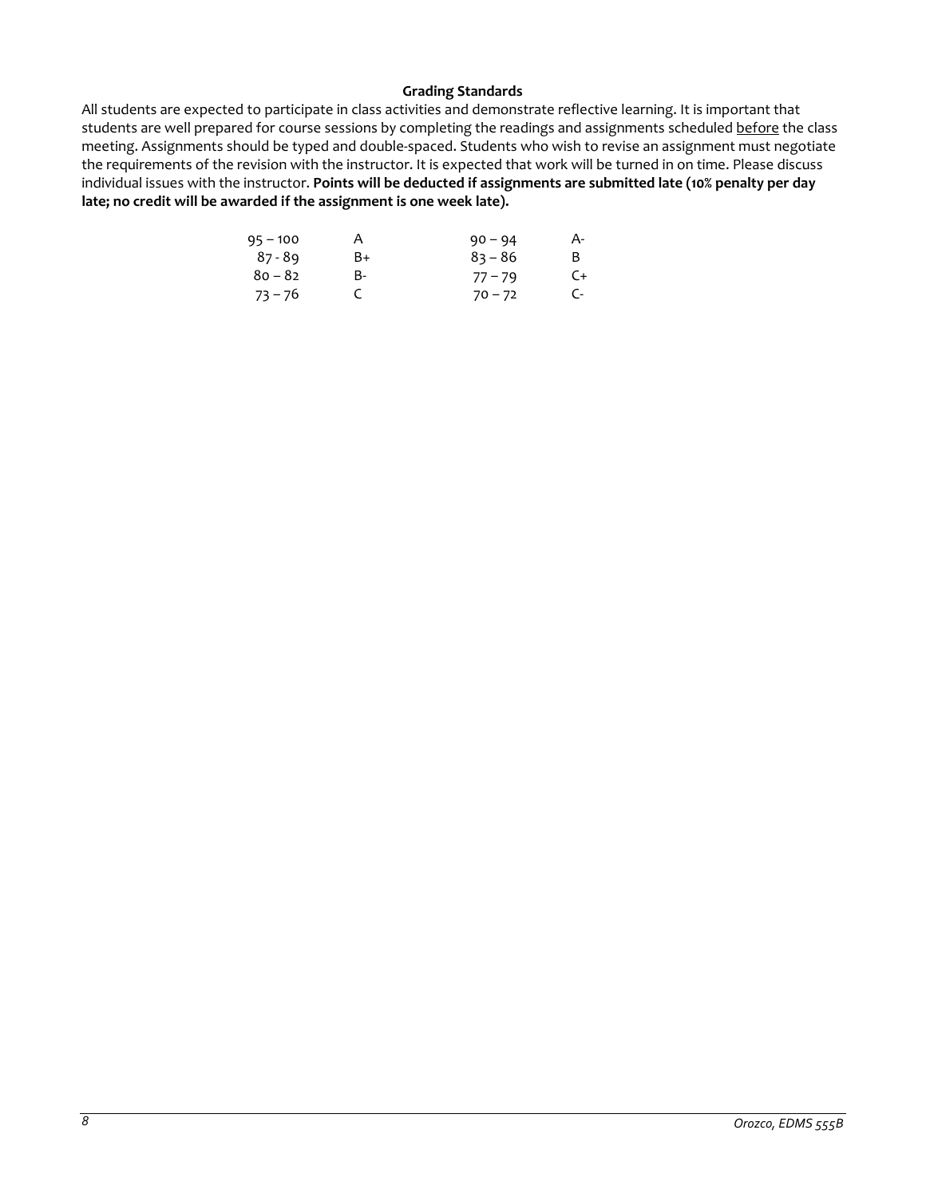## Grading Standards

All students are expected to participate in class activities and demonstrate reflective learning. It is important that students are well prepared for course sessions by completing the readings and assignments scheduled before the class meeting. Assignments should be typed and double-spaced. Students who wish to revise an assignment must negotiate the requirements of the revision with the instructor. It is expected that work will be turned in on time. Please discuss individual issues with the instructor. **Points will be deducted if assignments are submitted late (10% penalty per day late; no credit will be awarded if the assignment is one week late).**

| | | | |
|---|---|---|---|
| 95 – 100 | A | 90 – 94 | A- |
| 87 - 89 | B+ | 83 – 86 | B |
| 80 – 82 | B- | 77 – 79 | C+ |
| 73 – 76 | C | 70 – 72 | C- |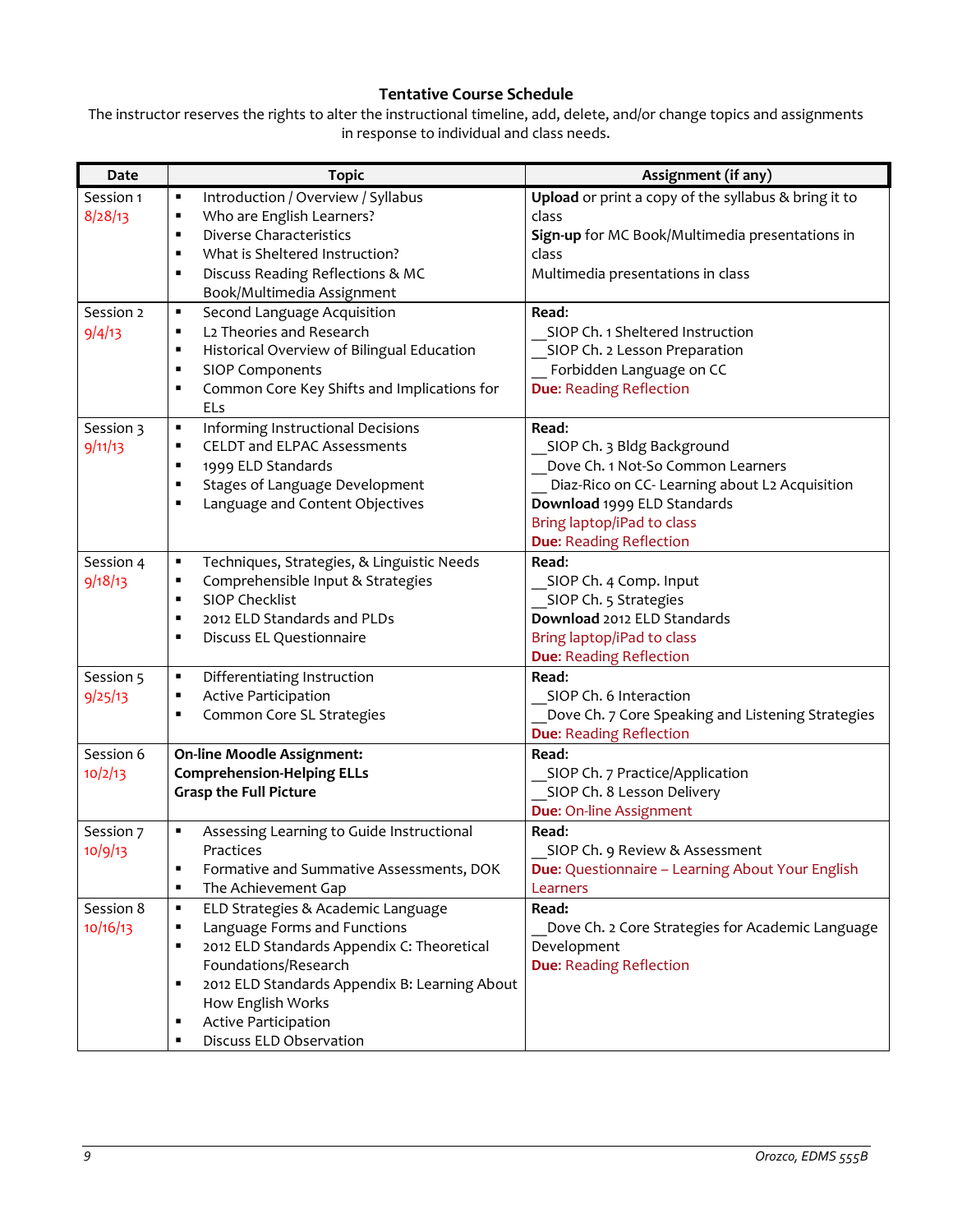## Tentative Course Schedule

The instructor reserves the rights to alter the instructional timeline, add, delete, and/or change topics and assignments in response to individual and class needs.

| Date | Topic | Assignment (if any) |
|---|---|---|
| Session 1<br>8/28/13 | ▪ Introduction / Overview / Syllabus<br>▪ Who are English Learners?<br>▪ Diverse Characteristics<br>▪ What is Sheltered Instruction?<br>▪ Discuss Reading Reflections & MC Book/Multimedia Assignment | **Upload** or print a copy of the syllabus & bring it to class<br>**Sign-up** for MC Book/Multimedia presentations in class<br>Multimedia presentations in class |
| Session 2<br>9/4/13 | ▪ Second Language Acquisition<br>▪ L2 Theories and Research<br>▪ Historical Overview of Bilingual Education<br>▪ SIOP Components<br>▪ Common Core Key Shifts and Implications for ELs | **Read:**<br>__SIOP Ch. 1 Sheltered Instruction<br>__SIOP Ch. 2 Lesson Preparation<br>__ Forbidden Language on CC<br>**Due:** Reading Reflection |
| Session 3<br>9/11/13 | ▪ Informing Instructional Decisions<br>▪ CELDT and ELPAC Assessments<br>▪ 1999 ELD Standards<br>▪ Stages of Language Development<br>▪ Language and Content Objectives | **Read:**<br>__SIOP Ch. 3 Bldg Background<br>__Dove Ch. 1 Not-So Common Learners<br>__ Diaz-Rico on CC- Learning about L2 Acquisition<br>**Download** 1999 ELD Standards<br>Bring laptop/iPad to class<br>**Due:** Reading Reflection |
| Session 4<br>9/18/13 | ▪ Techniques, Strategies, & Linguistic Needs<br>▪ Comprehensible Input & Strategies<br>▪ SIOP Checklist<br>▪ 2012 ELD Standards and PLDs<br>▪ Discuss EL Questionnaire | **Read:**<br>__SIOP Ch. 4 Comp. Input<br>__SIOP Ch. 5 Strategies<br>**Download** 2012 ELD Standards<br>Bring laptop/iPad to class<br>**Due:** Reading Reflection |
| Session 5<br>9/25/13 | ▪ Differentiating Instruction<br>▪ Active Participation<br>▪ Common Core SL Strategies | **Read:**<br>__SIOP Ch. 6 Interaction<br>__Dove Ch. 7 Core Speaking and Listening Strategies<br>**Due:** Reading Reflection |
| Session 6<br>10/2/13 | **On-line Moodle Assignment:**<br>**Comprehension-Helping ELLs Grasp the Full Picture** | **Read:**<br>__SIOP Ch. 7 Practice/Application<br>__SIOP Ch. 8 Lesson Delivery<br>**Due:** On-line Assignment |
| Session 7<br>10/9/13 | ▪ Assessing Learning to Guide Instructional Practices<br>▪ Formative and Summative Assessments, DOK<br>▪ The Achievement Gap | **Read:**<br>__SIOP Ch. 9 Review & Assessment<br>**Due:** Questionnaire – Learning About Your English Learners |
| Session 8<br>10/16/13 | ▪ ELD Strategies & Academic Language<br>▪ Language Forms and Functions<br>▪ 2012 ELD Standards Appendix C: Theoretical Foundations/Research<br>▪ 2012 ELD Standards Appendix B: Learning About How English Works<br>▪ Active Participation<br>▪ Discuss ELD Observation | **Read:**<br>__Dove Ch. 2 Core Strategies for Academic Language Development<br>**Due:** Reading Reflection |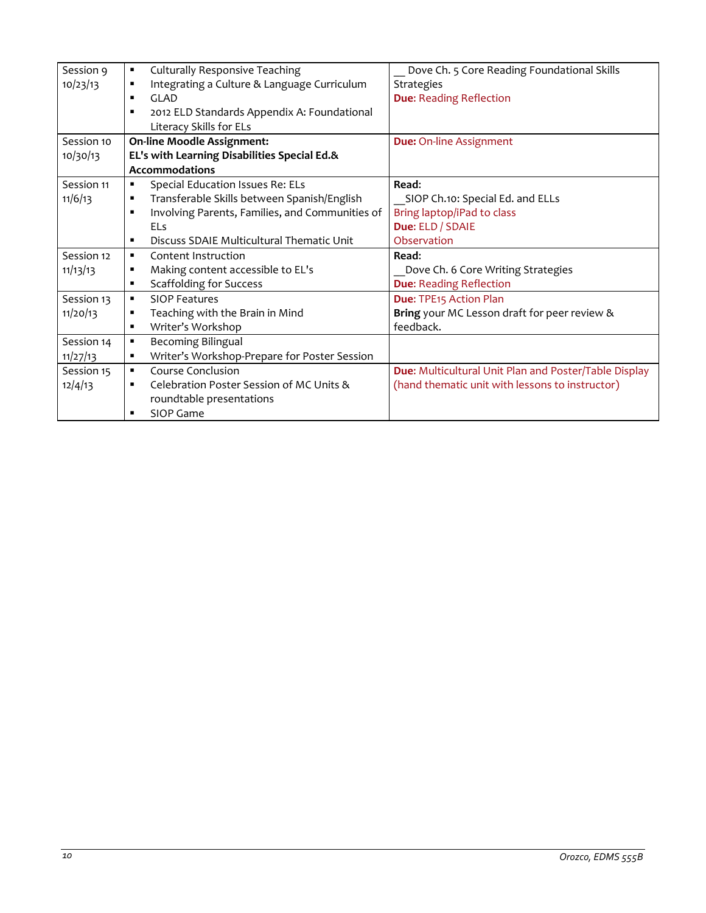| Session 9<br>10/23/13 | ▪ Culturally Responsive Teaching<br>▪ Integrating a Culture & Language Curriculum<br>▪ GLAD<br>▪ 2012 ELD Standards Appendix A: Foundational Literacy Skills for ELs | __ Dove Ch. 5 Core Reading Foundational Skills Strategies<br>**Due**: Reading Reflection |
|---|---|---|
| Session 10<br>10/30/13 | **On-line Moodle Assignment:**<br>**EL's with Learning Disabilities Special Ed.& Accommodations** | **Due:** On-line Assignment |
| Session 11<br>11/6/13 | ▪ Special Education Issues Re: ELs<br>▪ Transferable Skills between Spanish/English<br>▪ Involving Parents, Families, and Communities of ELs<br>▪ Discuss SDAIE Multicultural Thematic Unit | **Read:**<br>__SIOP Ch.10: Special Ed. and ELLs<br>Bring laptop/iPad to class<br>**Due:** ELD / SDAIE Observation |
| Session 12<br>11/13/13 | ▪ Content Instruction<br>▪ Making content accessible to EL's<br>▪ Scaffolding for Success | **Read:**<br>__Dove Ch. 6 Core Writing Strategies<br>**Due:** Reading Reflection |
| Session 13<br>11/20/13 | ▪ SIOP Features<br>▪ Teaching with the Brain in Mind<br>▪ Writer's Workshop | **Due**: TPE15 Action Plan<br>**Bring** your MC Lesson draft for peer review & feedback. |
| Session 14<br>11/27/13 | ▪ Becoming Bilingual<br>▪ Writer's Workshop-Prepare for Poster Session | |
| Session 15<br>12/4/13 | ▪ Course Conclusion<br>▪ Celebration Poster Session of MC Units & roundtable presentations<br>▪ SIOP Game | **Due:** Multicultural Unit Plan and Poster/Table Display (hand thematic unit with lessons to instructor) |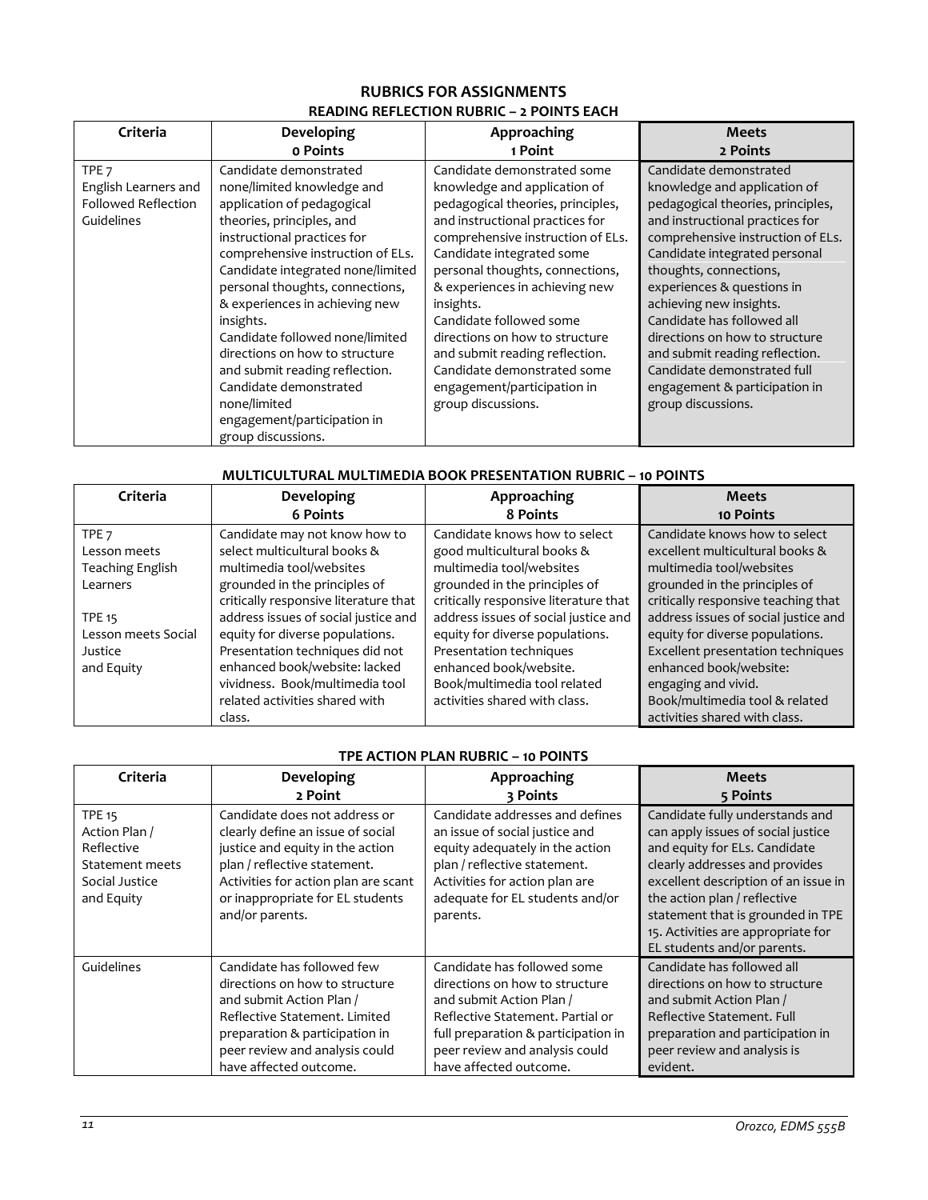## RUBRICS FOR ASSIGNMENTS

### READING REFLECTION RUBRIC – 2 POINTS EACH

| Criteria | Developing 0 Points | Approaching 1 Point | Meets 2 Points |
|---|---|---|---|
| TPE 7 English Learners and Followed Reflection Guidelines | Candidate demonstrated none/limited knowledge and application of pedagogical theories, principles, and instructional practices for comprehensive instruction of ELs. Candidate integrated none/limited personal thoughts, connections, & experiences in achieving new insights. Candidate followed none/limited directions on how to structure and submit reading reflection. Candidate demonstrated none/limited engagement/participation in group discussions. | Candidate demonstrated some knowledge and application of pedagogical theories, principles, and instructional practices for comprehensive instruction of ELs. Candidate integrated some personal thoughts, connections, & experiences in achieving new insights. Candidate followed some directions on how to structure and submit reading reflection. Candidate demonstrated some engagement/participation in group discussions. | Candidate demonstrated knowledge and application of pedagogical theories, principles, and instructional practices for comprehensive instruction of ELs. Candidate integrated personal thoughts, connections, experiences & questions in achieving new insights. Candidate has followed all directions on how to structure and submit reading reflection. Candidate demonstrated full engagement & participation in group discussions. |

### MULTICULTURAL MULTIMEDIA BOOK PRESENTATION RUBRIC – 10 POINTS

| Criteria | Developing 6 Points | Approaching 8 Points | Meets 10 Points |
|---|---|---|---|
| TPE 7 Lesson meets Teaching English Learners<br><br>TPE 15 Lesson meets Social Justice and Equity | Candidate may not know how to select multicultural books & multimedia tool/websites grounded in the principles of critically responsive literature that address issues of social justice and equity for diverse populations. Presentation techniques did not enhanced book/website: lacked vividness. Book/multimedia tool related activities shared with class. | Candidate knows how to select good multicultural books & multimedia tool/websites grounded in the principles of critically responsive literature that address issues of social justice and equity for diverse populations. Presentation techniques enhanced book/website. Book/multimedia tool related activities shared with class. | Candidate knows how to select excellent multicultural books & multimedia tool/websites grounded in the principles of critically responsive teaching that address issues of social justice and equity for diverse populations. Excellent presentation techniques enhanced book/website: engaging and vivid. Book/multimedia tool & related activities shared with class. |

### TPE ACTION PLAN RUBRIC – 10 POINTS

| Criteria | Developing 2 Point | Approaching 3 Points | Meets 5 Points |
|---|---|---|---|
| TPE 15 Action Plan / Reflective Statement meets Social Justice and Equity | Candidate does not address or clearly define an issue of social justice and equity in the action plan / reflective statement. Activities for action plan are scant or inappropriate for EL students and/or parents. | Candidate addresses and defines an issue of social justice and equity adequately in the action plan / reflective statement. Activities for action plan are adequate for EL students and/or parents. | Candidate fully understands and can apply issues of social justice and equity for ELs. Candidate clearly addresses and provides excellent description of an issue in the action plan / reflective statement that is grounded in TPE 15. Activities are appropriate for EL students and/or parents. |
| Guidelines | Candidate has followed few directions on how to structure and submit Action Plan / Reflective Statement. Limited preparation & participation in peer review and analysis could have affected outcome. | Candidate has followed some directions on how to structure and submit Action Plan / Reflective Statement. Partial or full preparation & participation in peer review and analysis could have affected outcome. | Candidate has followed all directions on how to structure and submit Action Plan / Reflective Statement. Full preparation and participation in peer review and analysis is evident. |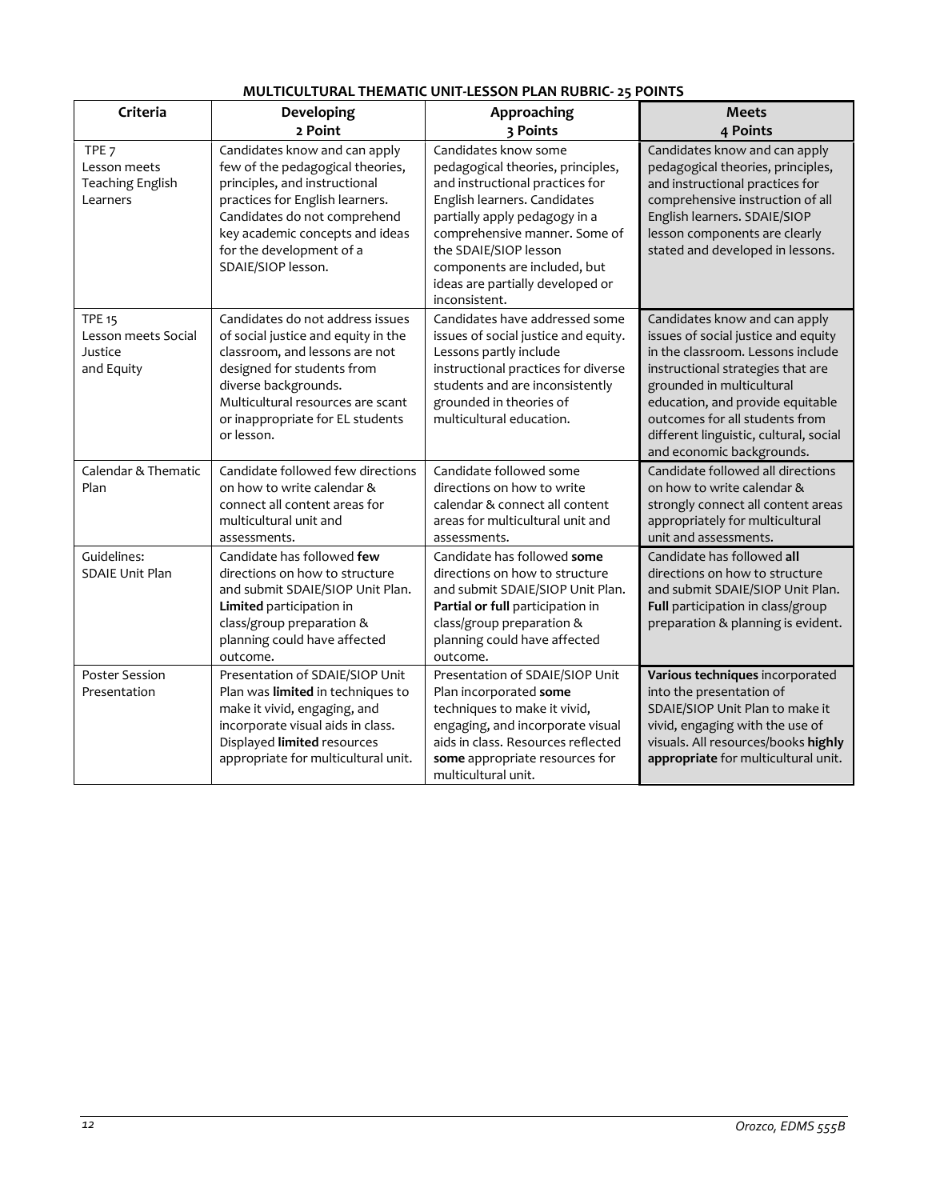**MULTICULTURAL THEMATIC UNIT-LESSON PLAN RUBRIC- 25 POINTS**

| Criteria | Developing<br>2 Point | Approaching<br>3 Points | Meets<br>4 Points |
|---|---|---|---|
| TPE 7<br>Lesson meets Teaching English Learners | Candidates know and can apply few of the pedagogical theories, principles, and instructional practices for English learners. Candidates do not comprehend key academic concepts and ideas for the development of a SDAIE/SIOP lesson. | Candidates know some pedagogical theories, principles, and instructional practices for English learners. Candidates partially apply pedagogy in a comprehensive manner. Some of the SDAIE/SIOP lesson components are included, but ideas are partially developed or inconsistent. | Candidates know and can apply pedagogical theories, principles, and instructional practices for comprehensive instruction of all English learners. SDAIE/SIOP lesson components are clearly stated and developed in lessons. |
| TPE 15<br>Lesson meets Social Justice and Equity | Candidates do not address issues of social justice and equity in the classroom, and lessons are not designed for students from diverse backgrounds. Multicultural resources are scant or inappropriate for EL students or lesson. | Candidates have addressed some issues of social justice and equity. Lessons partly include instructional practices for diverse students and are inconsistently grounded in theories of multicultural education. | Candidates know and can apply issues of social justice and equity in the classroom. Lessons include instructional strategies that are grounded in multicultural education, and provide equitable outcomes for all students from different linguistic, cultural, social and economic backgrounds. |
| Calendar & Thematic Plan | Candidate followed few directions on how to write calendar & connect all content areas for multicultural unit and assessments. | Candidate followed some directions on how to write calendar & connect all content areas for multicultural unit and assessments. | Candidate followed all directions on how to write calendar & strongly connect all content areas appropriately for multicultural unit and assessments. |
| Guidelines:<br>SDAIE Unit Plan | Candidate has followed **few** directions on how to structure and submit SDAIE/SIOP Unit Plan. **Limited** participation in class/group preparation & planning could have affected outcome. | Candidate has followed **some** directions on how to structure and submit SDAIE/SIOP Unit Plan. **Partial or full** participation in class/group preparation & planning could have affected outcome. | Candidate has followed **all** directions on how to structure and submit SDAIE/SIOP Unit Plan. **Full** participation in class/group preparation & planning is evident. |
| Poster Session Presentation | Presentation of SDAIE/SIOP Unit Plan was **limited** in techniques to make it vivid, engaging, and incorporate visual aids in class. Displayed **limited** resources appropriate for multicultural unit. | Presentation of SDAIE/SIOP Unit Plan incorporated **some** techniques to make it vivid, engaging, and incorporate visual aids in class. Resources reflected **some** appropriate resources for multicultural unit. | **Various techniques** incorporated into the presentation of SDAIE/SIOP Unit Plan to make it vivid, engaging with the use of visuals. All resources/books **highly appropriate** for multicultural unit. |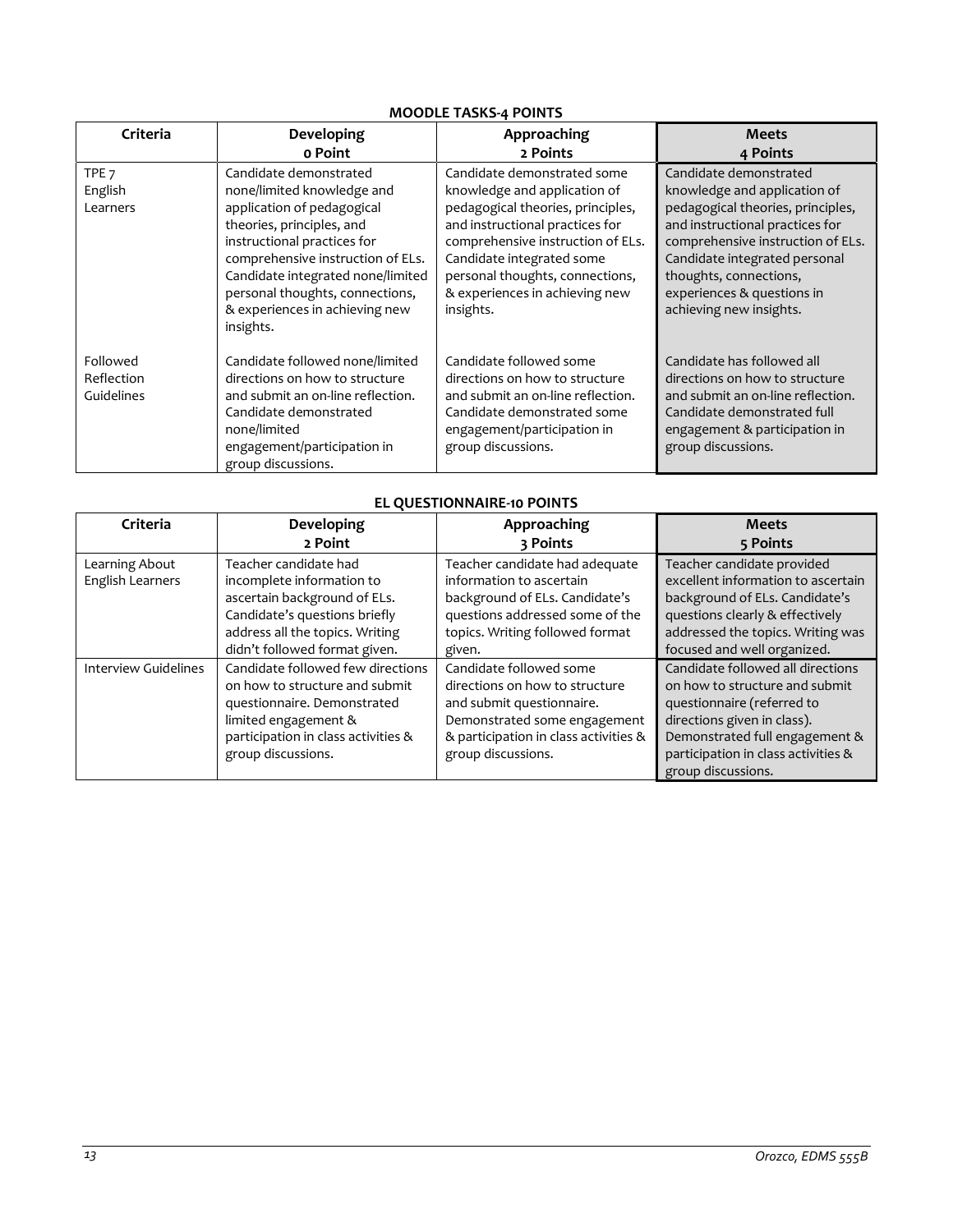**MOODLE TASKS-4 POINTS**

| Criteria | Developing<br>0 Point | Approaching<br>2 Points | Meets<br>4 Points |
|---|---|---|---|
| TPE 7<br>English Learners | Candidate demonstrated none/limited knowledge and application of pedagogical theories, principles, and instructional practices for comprehensive instruction of ELs. Candidate integrated none/limited personal thoughts, connections, & experiences in achieving new insights. | Candidate demonstrated some knowledge and application of pedagogical theories, principles, and instructional practices for comprehensive instruction of ELs. Candidate integrated some personal thoughts, connections, & experiences in achieving new insights. | Candidate demonstrated knowledge and application of pedagogical theories, principles, and instructional practices for comprehensive instruction of ELs. Candidate integrated personal thoughts, connections, experiences & questions in achieving new insights. |
| Followed Reflection Guidelines | Candidate followed none/limited directions on how to structure and submit an on-line reflection. Candidate demonstrated none/limited engagement/participation in group discussions. | Candidate followed some directions on how to structure and submit an on-line reflection. Candidate demonstrated some engagement/participation in group discussions. | Candidate has followed all directions on how to structure and submit an on-line reflection. Candidate demonstrated full engagement & participation in group discussions. |

**EL QUESTIONNAIRE-10 POINTS**

| Criteria | Developing<br>2 Point | Approaching<br>3 Points | Meets<br>5 Points |
|---|---|---|---|
| Learning About English Learners | Teacher candidate had incomplete information to ascertain background of ELs. Candidate's questions briefly address all the topics. Writing didn't followed format given. | Teacher candidate had adequate information to ascertain background of ELs. Candidate's questions addressed some of the topics. Writing followed format given. | Teacher candidate provided excellent information to ascertain background of ELs. Candidate's questions clearly & effectively addressed the topics. Writing was focused and well organized. |
| Interview Guidelines | Candidate followed few directions on how to structure and submit questionnaire. Demonstrated limited engagement & participation in class activities & group discussions. | Candidate followed some directions on how to structure and submit questionnaire. Demonstrated some engagement & participation in class activities & group discussions. | Candidate followed all directions on how to structure and submit questionnaire (referred to directions given in class). Demonstrated full engagement & participation in class activities & group discussions. |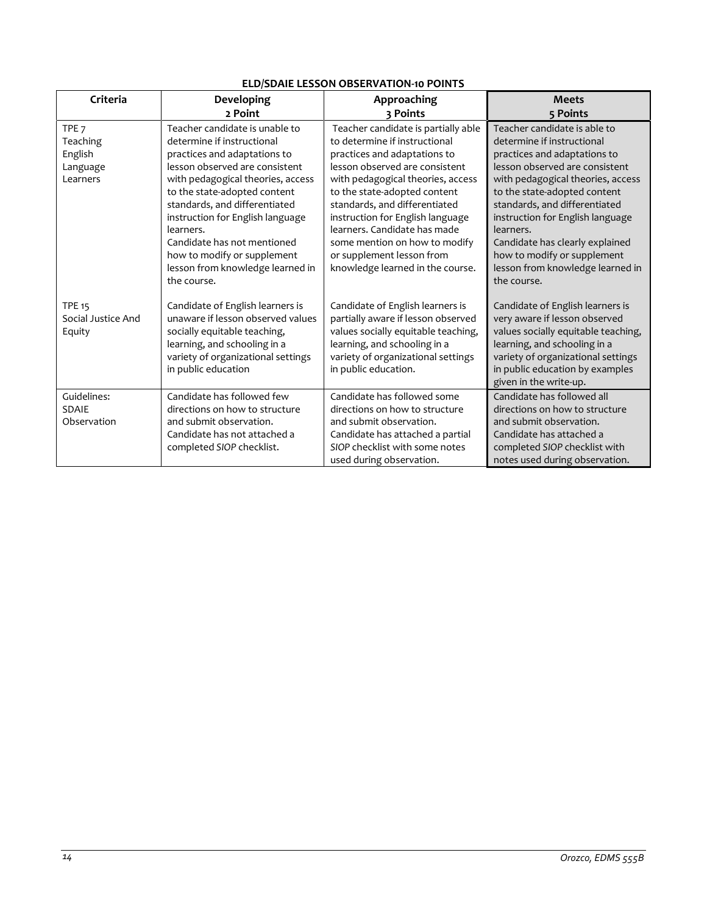**ELD/SDAIE LESSON OBSERVATION-10 POINTS**

| Criteria | Developing 2 Point | Approaching 3 Points | Meets 5 Points |
|---|---|---|---|
| TPE 7 Teaching English Language Learners | Teacher candidate is unable to determine if instructional practices and adaptations to lesson observed are consistent with pedagogical theories, access to the state-adopted content standards, and differentiated instruction for English language learners. Candidate has not mentioned how to modify or supplement lesson from knowledge learned in the course. | Teacher candidate is partially able to determine if instructional practices and adaptations to lesson observed are consistent with pedagogical theories, access to the state-adopted content standards, and differentiated instruction for English language learners. Candidate has made some mention on how to modify or supplement lesson from knowledge learned in the course. | Teacher candidate is able to determine if instructional practices and adaptations to lesson observed are consistent with pedagogical theories, access to the state-adopted content standards, and differentiated instruction for English language learners. Candidate has clearly explained how to modify or supplement lesson from knowledge learned in the course. |
| TPE 15 Social Justice And Equity | Candidate of English learners is unaware if lesson observed values socially equitable teaching, learning, and schooling in a variety of organizational settings in public education | Candidate of English learners is partially aware if lesson observed values socially equitable teaching, learning, and schooling in a variety of organizational settings in public education. | Candidate of English learners is very aware if lesson observed values socially equitable teaching, learning, and schooling in a variety of organizational settings in public education by examples given in the write-up. |
| Guidelines: SDAIE Observation | Candidate has followed few directions on how to structure and submit observation. Candidate has not attached a completed *SIOP* checklist. | Candidate has followed some directions on how to structure and submit observation. Candidate has attached a partial *SIOP* checklist with some notes used during observation. | Candidate has followed all directions on how to structure and submit observation. Candidate has attached a completed *SIOP* checklist with notes used during observation. |